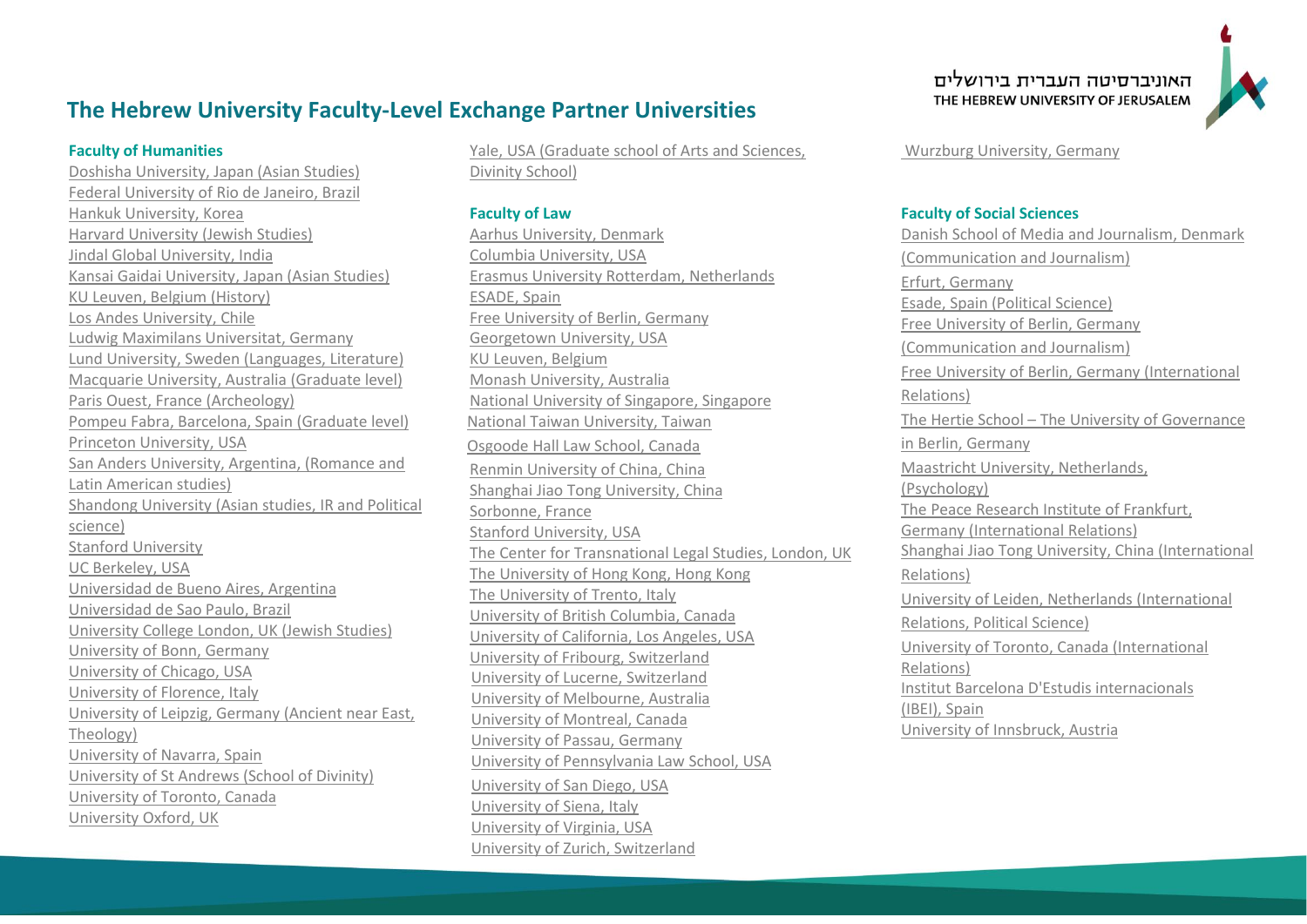האוניברסיטה העברית בירושלים
THE HEBREW UNIVERSITY OF JERUSALEM

# The Hebrew University Faculty-Level Exchange Partner Universities

## Faculty of Humanities

- Doshisha University, Japan (Asian Studies)
- Federal University of Rio de Janeiro, Brazil
- Hankuk University, Korea
- Harvard University (Jewish Studies)
- Jindal Global University, India
- Kansai Gaidai University, Japan (Asian Studies)
- KU Leuven, Belgium (History)
- Los Andes University, Chile
- Ludwig Maximilans Universitat, Germany
- Lund University, Sweden (Languages, Literature)
- Macquarie University, Australia (Graduate level)
- Paris Ouest, France (Archeology)
- Pompeu Fabra, Barcelona, Spain (Graduate level)
- Princeton University, USA
- San Anders University, Argentina, (Romance and Latin American studies)
- Shandong University (Asian studies, IR and Political science)
- Stanford University
- UC Berkeley, USA
- Universidad de Bueno Aires, Argentina
- Universidad de Sao Paulo, Brazil
- University College London, UK (Jewish Studies)
- University of Bonn, Germany
- University of Chicago, USA
- University of Florence, Italy
- University of Leipzig, Germany (Ancient near East, Theology)
- University of Navarra, Spain
- University of St Andrews (School of Divinity)
- University of Toronto, Canada
- University Oxford, UK
- Yale, USA (Graduate school of Arts and Sciences, Divinity School)

## Faculty of Law

- Aarhus University, Denmark
- Columbia University, USA
- Erasmus University Rotterdam, Netherlands
- ESADE, Spain
- Free University of Berlin, Germany
- Georgetown University, USA
- KU Leuven, Belgium
- Monash University, Australia
- National University of Singapore, Singapore
- National Taiwan University, Taiwan
- Osgoode Hall Law School, Canada
- Renmin University of China, China
- Shanghai Jiao Tong University, China
- Sorbonne, France
- Stanford University, USA
- The Center for Transnational Legal Studies, London, UK
- The University of Hong Kong, Hong Kong
- The University of Trento, Italy
- University of British Columbia, Canada
- University of California, Los Angeles, USA
- University of Fribourg, Switzerland
- University of Lucerne, Switzerland
- University of Melbourne, Australia
- University of Montreal, Canada
- University of Passau, Germany
- University of Pennsylvania Law School, USA
- University of San Diego, USA
- University of Siena, Italy
- University of Virginia, USA
- University of Zurich, Switzerland
- Wurzburg University, Germany

## Faculty of Social Sciences

- Danish School of Media and Journalism, Denmark (Communication and Journalism)
- Erfurt, Germany
- Esade, Spain (Political Science)
- Free University of Berlin, Germany (Communication and Journalism)
- Free University of Berlin, Germany (International Relations)
- The Hertie School – The University of Governance in Berlin, Germany
- Maastricht University, Netherlands, (Psychology)
- The Peace Research Institute of Frankfurt, Germany (International Relations)
- Shanghai Jiao Tong University, China (International Relations)
- University of Leiden, Netherlands (International Relations, Political Science)
- University of Toronto, Canada (International Relations)
- Institut Barcelona D'Estudis internacionals (IBEI), Spain
- University of Innsbruck, Austria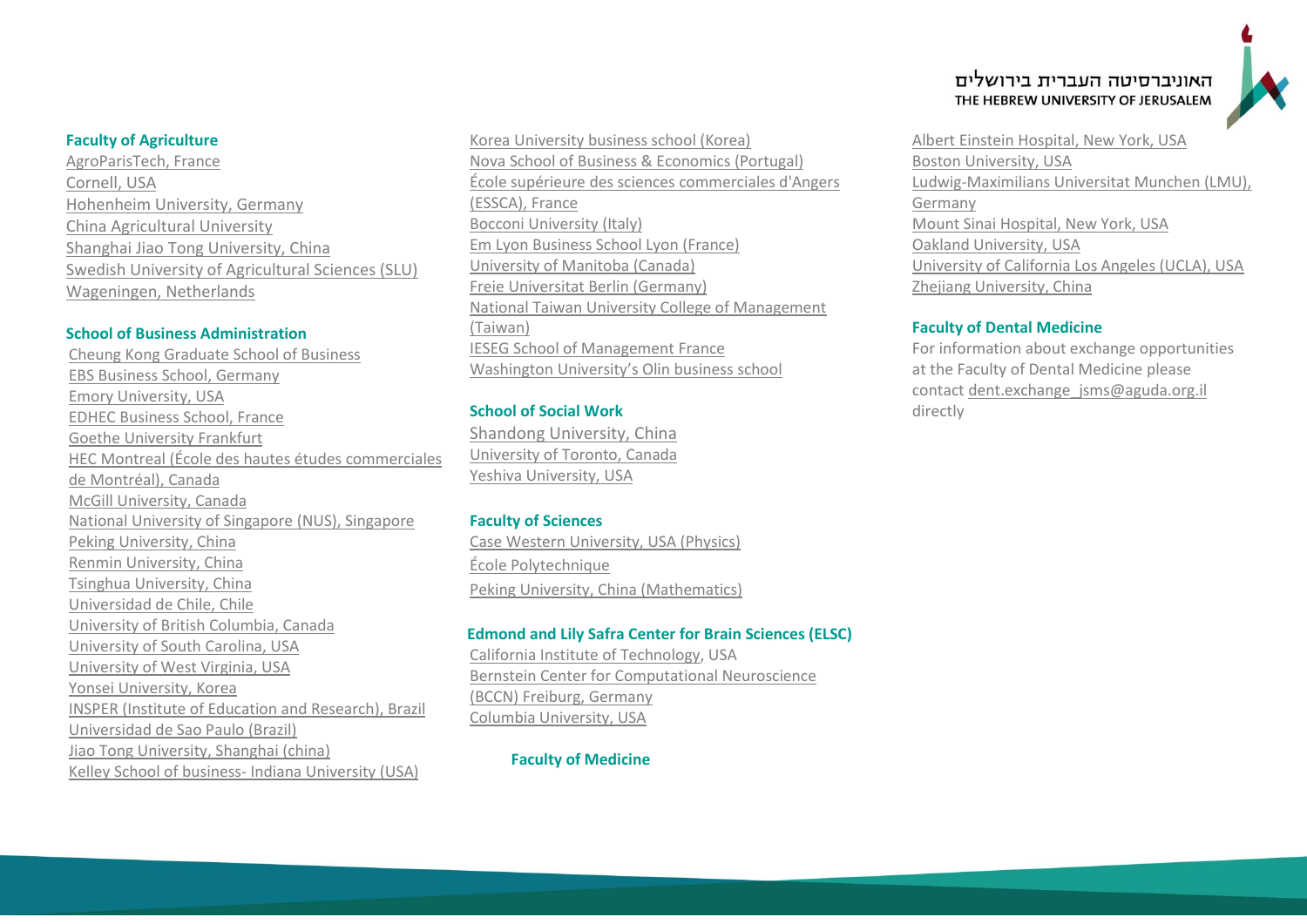## Faculty of Agriculture

AgroParisTech, France
Cornell, USA
Hohenheim University, Germany
China Agricultural University
Shanghai Jiao Tong University, China
Swedish University of Agricultural Sciences (SLU)
Wageningen, Netherlands

## School of Business Administration

Cheung Kong Graduate School of Business
EBS Business School, Germany
Emory University, USA
EDHEC Business School, France
Goethe University Frankfurt
HEC Montreal (École des hautes études commerciales de Montréal), Canada
McGill University, Canada
National University of Singapore (NUS), Singapore
Peking University, China
Renmin University, China
Tsinghua University, China
Universidad de Chile, Chile
University of British Columbia, Canada
University of South Carolina, USA
University of West Virginia, USA
Yonsei University, Korea
INSPER (Institute of Education and Research), Brazil
Universidad de Sao Paulo (Brazil)
Jiao Tong University, Shanghai (china)
Kelley School of business- Indiana University (USA)
Korea University business school (Korea)
Nova School of Business & Economics (Portugal)
École supérieure des sciences commerciales d'Angers (ESSCA), France
Bocconi University (Italy)
Em Lyon Business School Lyon (France)
University of Manitoba (Canada)
Freie Universitat Berlin (Germany)
National Taiwan University College of Management (Taiwan)
IESEG School of Management France
Washington University's Olin business school

## School of Social Work

Shandong University, China
University of Toronto, Canada
Yeshiva University, USA

## Faculty of Sciences

Case Western University, USA (Physics)
École Polytechnique
Peking University, China (Mathematics)

## Edmond and Lily Safra Center for Brain Sciences (ELSC)

California Institute of Technology, USA
Bernstein Center for Computational Neuroscience (BCCN) Freiburg, Germany
Columbia University, USA

## Faculty of Medicine

Albert Einstein Hospital, New York, USA
Boston University, USA
Ludwig-Maximilians Universitat Munchen (LMU), Germany
Mount Sinai Hospital, New York, USA
Oakland University, USA
University of California Los Angeles (UCLA), USA
Zhejiang University, China

## Faculty of Dental Medicine

For information about exchange opportunities at the Faculty of Dental Medicine please contact dent.exchange_jsms@aguda.org.il directly